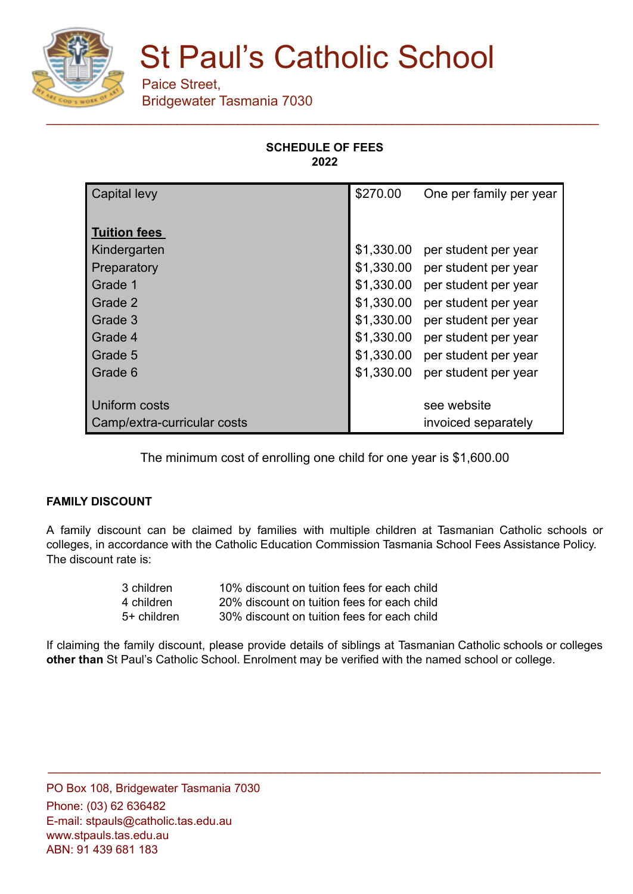# St Paul's Catholic School

Paice Street,
Bridgewater Tasmania 7030

**SCHEDULE OF FEES**
**2022**

| | | |
|---|---|---|
| Capital levy | $270.00 | One per family per year |
| **Tuition fees** | | |
| Kindergarten | $1,330.00 | per student per year |
| Preparatory | $1,330.00 | per student per year |
| Grade 1 | $1,330.00 | per student per year |
| Grade 2 | $1,330.00 | per student per year |
| Grade 3 | $1,330.00 | per student per year |
| Grade 4 | $1,330.00 | per student per year |
| Grade 5 | $1,330.00 | per student per year |
| Grade 6 | $1,330.00 | per student per year |
| Uniform costs | | see website |
| Camp/extra-curricular costs | | invoiced separately |

The minimum cost of enrolling one child for one year is $1,600.00

**FAMILY DISCOUNT**

A family discount can be claimed by families with multiple children at Tasmanian Catholic schools or colleges, in accordance with the Catholic Education Commission Tasmania School Fees Assistance Policy. The discount rate is:

| | |
|---|---|
| 3 children | 10% discount on tuition fees for each child |
| 4 children | 20% discount on tuition fees for each child |
| 5+ children | 30% discount on tuition fees for each child |

If claiming the family discount, please provide details of siblings at Tasmanian Catholic schools or colleges **other than** St Paul's Catholic School. Enrolment may be verified with the named school or college.

PO Box 108, Bridgewater Tasmania 7030
Phone: (03) 62 636482
E-mail: stpauls@catholic.tas.edu.au
www.stpauls.tas.edu.au
ABN: 91 439 681 183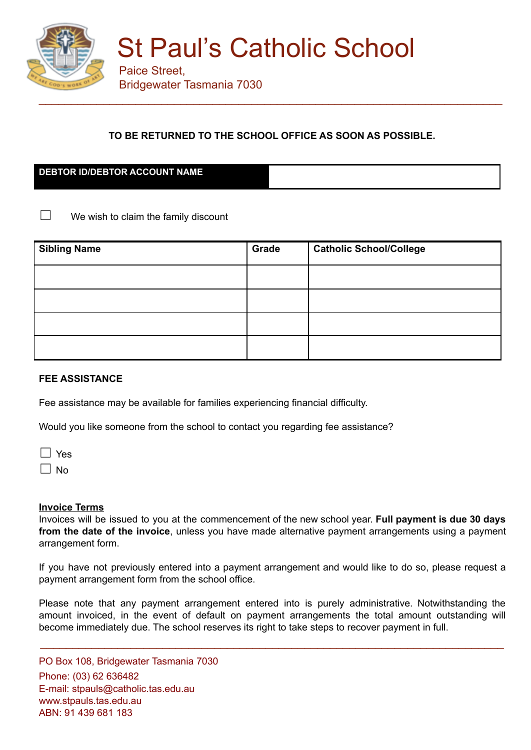# St Paul's Catholic School

Paice Street,
Bridgewater Tasmania 7030

**TO BE RETURNED TO THE SCHOOL OFFICE AS SOON AS POSSIBLE.**

| DEBTOR ID/DEBTOR ACCOUNT NAME | |
|---|---|

☐ We wish to claim the family discount

| Sibling Name | Grade | Catholic School/College |
|---|---|---|
| | | |
| | | |
| | | |
| | | |

**FEE ASSISTANCE**

Fee assistance may be available for families experiencing financial difficulty.

Would you like someone from the school to contact you regarding fee assistance?

☐ Yes
☐ No

**Invoice Terms**

Invoices will be issued to you at the commencement of the new school year. **Full payment is due 30 days from the date of the invoice**, unless you have made alternative payment arrangements using a payment arrangement form.

If you have not previously entered into a payment arrangement and would like to do so, please request a payment arrangement form from the school office.

Please note that any payment arrangement entered into is purely administrative. Notwithstanding the amount invoiced, in the event of default on payment arrangements the total amount outstanding will become immediately due. The school reserves its right to take steps to recover payment in full.

PO Box 108, Bridgewater Tasmania 7030
Phone: (03) 62 636482
E-mail: stpauls@catholic.tas.edu.au
www.stpauls.tas.edu.au
ABN: 91 439 681 183